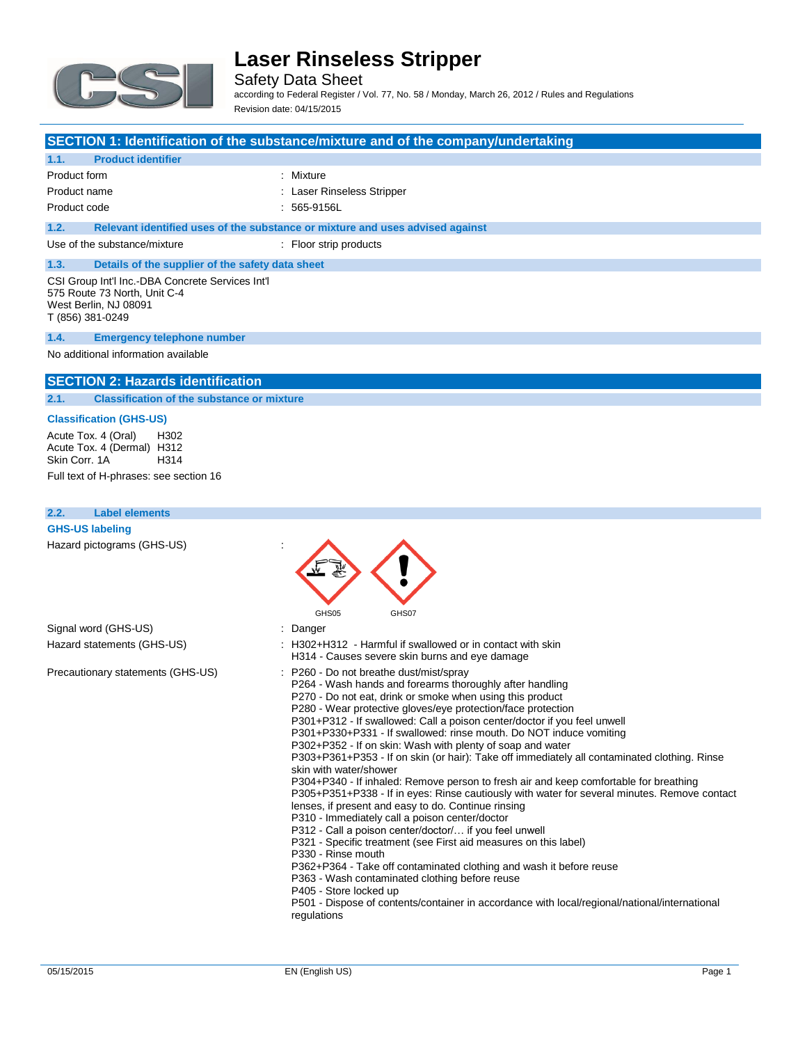# Laser Rinseless Stripper

Safety Data Sheet

according to Federal Register / Vol. 77, No. 58 / Monday, March 26, 2012 / Rules and Regulations

Revision date: 04/15/2015

## SECTION 1: Identification of the substance/mixture and of the company/undertaking

### 1.1. Product identifier

| | |
|---|---|
| Product form | : Mixture |
| Product name | : Laser Rinseless Stripper |
| Product code | : 565-9156L |

### 1.2. Relevant identified uses of the substance or mixture and uses advised against

| | |
|---|---|
| Use of the substance/mixture | : Floor strip products |

### 1.3. Details of the supplier of the safety data sheet

CSI Group Int'l Inc.-DBA Concrete Services Int'l
575 Route 73 North, Unit C-4
West Berlin, NJ 08091
T (856) 381-0249

### 1.4. Emergency telephone number

No additional information available

## SECTION 2: Hazards identification

### 2.1. Classification of the substance or mixture

**Classification (GHS-US)**

| | |
|---|---|
| Acute Tox. 4 (Oral) | H302 |
| Acute Tox. 4 (Dermal) | H312 |
| Skin Corr. 1A | H314 |

Full text of H-phrases: see section 16

### 2.2. Label elements

**GHS-US labeling**

Hazard pictograms (GHS-US) :

GHS05 GHS07

Signal word (GHS-US) : Danger

Hazard statements (GHS-US) :
H302+H312 - Harmful if swallowed or in contact with skin
H314 - Causes severe skin burns and eye damage

Precautionary statements (GHS-US) :
P260 - Do not breathe dust/mist/spray
P264 - Wash hands and forearms thoroughly after handling
P270 - Do not eat, drink or smoke when using this product
P280 - Wear protective gloves/eye protection/face protection
P301+P312 - If swallowed: Call a poison center/doctor if you feel unwell
P301+P330+P331 - If swallowed: rinse mouth. Do NOT induce vomiting
P302+P352 - If on skin: Wash with plenty of soap and water
P303+P361+P353 - If on skin (or hair): Take off immediately all contaminated clothing. Rinse skin with water/shower
P304+P340 - If inhaled: Remove person to fresh air and keep comfortable for breathing
P305+P351+P338 - If in eyes: Rinse cautiously with water for several minutes. Remove contact lenses, if present and easy to do. Continue rinsing
P310 - Immediately call a poison center/doctor
P312 - Call a poison center/doctor/… if you feel unwell
P321 - Specific treatment (see First aid measures on this label)
P330 - Rinse mouth
P362+P364 - Take off contaminated clothing and wash it before reuse
P363 - Wash contaminated clothing before reuse
P405 - Store locked up
P501 - Dispose of contents/container in accordance with local/regional/national/international regulations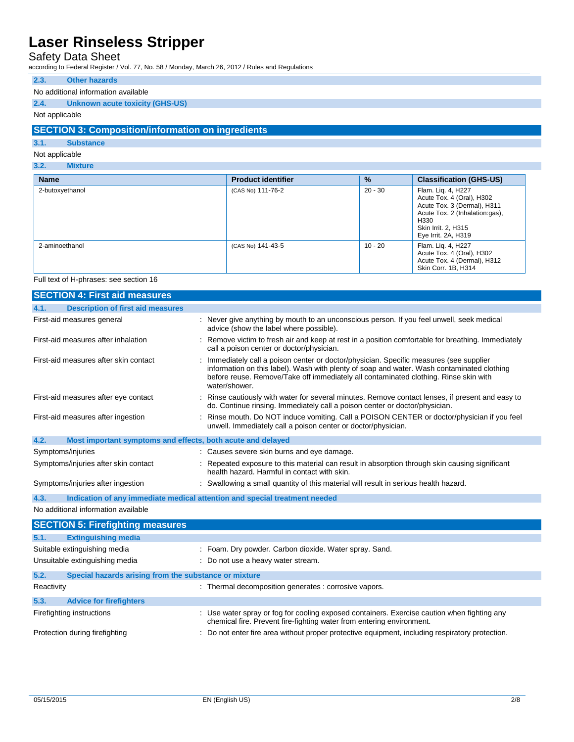### 2.3. Other hazards

No additional information available

### 2.4. Unknown acute toxicity (GHS-US)

Not applicable

## SECTION 3: Composition/information on ingredients

### 3.1. Substance

Not applicable

### 3.2. Mixture

| Name | Product identifier | % | Classification (GHS-US) |
|---|---|---|---|
| 2-butoxyethanol | (CAS No) 111-76-2 | 20 - 30 | Flam. Liq. 4, H227<br>Acute Tox. 4 (Oral), H302<br>Acute Tox. 3 (Dermal), H311<br>Acute Tox. 2 (Inhalation:gas), H330<br>Skin Irrit. 2, H315<br>Eye Irrit. 2A, H319 |
| 2-aminoethanol | (CAS No) 141-43-5 | 10 - 20 | Flam. Liq. 4, H227<br>Acute Tox. 4 (Oral), H302<br>Acute Tox. 4 (Dermal), H312<br>Skin Corr. 1B, H314 |

Full text of H-phrases: see section 16

## SECTION 4: First aid measures

### 4.1. Description of first aid measures

First-aid measures general : Never give anything by mouth to an unconscious person. If you feel unwell, seek medical advice (show the label where possible).

First-aid measures after inhalation : Remove victim to fresh air and keep at rest in a position comfortable for breathing. Immediately call a poison center or doctor/physician.

First-aid measures after skin contact : Immediately call a poison center or doctor/physician. Specific measures (see supplier information on this label). Wash with plenty of soap and water. Wash contaminated clothing before reuse. Remove/Take off immediately all contaminated clothing. Rinse skin with water/shower.

First-aid measures after eye contact : Rinse cautiously with water for several minutes. Remove contact lenses, if present and easy to do. Continue rinsing. Immediately call a poison center or doctor/physician.

First-aid measures after ingestion : Rinse mouth. Do NOT induce vomiting. Call a POISON CENTER or doctor/physician if you feel unwell. Immediately call a poison center or doctor/physician.

### 4.2. Most important symptoms and effects, both acute and delayed

Symptoms/injuries : Causes severe skin burns and eye damage.

Symptoms/injuries after skin contact : Repeated exposure to this material can result in absorption through skin causing significant health hazard. Harmful in contact with skin.

Symptoms/injuries after ingestion : Swallowing a small quantity of this material will result in serious health hazard.

### 4.3. Indication of any immediate medical attention and special treatment needed

No additional information available

## SECTION 5: Firefighting measures

### 5.1. Extinguishing media

Suitable extinguishing media : Foam. Dry powder. Carbon dioxide. Water spray. Sand.

Unsuitable extinguishing media : Do not use a heavy water stream.

### 5.2. Special hazards arising from the substance or mixture

Reactivity : Thermal decomposition generates : corrosive vapors.

### 5.3. Advice for firefighters

Firefighting instructions : Use water spray or fog for cooling exposed containers. Exercise caution when fighting any chemical fire. Prevent fire-fighting water from entering environment.

Protection during firefighting : Do not enter fire area without proper protective equipment, including respiratory protection.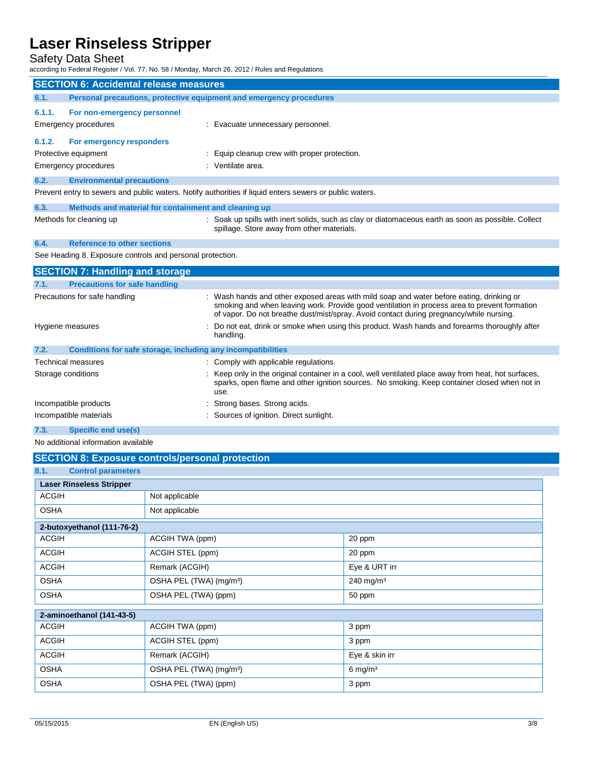## SECTION 6: Accidental release measures

### 6.1. Personal precautions, protective equipment and emergency procedures

#### 6.1.1. For non-emergency personnel

Emergency procedures : Evacuate unnecessary personnel.

#### 6.1.2. For emergency responders

Protective equipment : Equip cleanup crew with proper protection.

Emergency procedures : Ventilate area.

### 6.2. Environmental precautions

Prevent entry to sewers and public waters. Notify authorities if liquid enters sewers or public waters.

### 6.3. Methods and material for containment and cleaning up

Methods for cleaning up : Soak up spills with inert solids, such as clay or diatomaceous earth as soon as possible. Collect spillage. Store away from other materials.

### 6.4. Reference to other sections

See Heading 8. Exposure controls and personal protection.

## SECTION 7: Handling and storage

### 7.1. Precautions for safe handling

Precautions for safe handling : Wash hands and other exposed areas with mild soap and water before eating, drinking or smoking and when leaving work. Provide good ventilation in process area to prevent formation of vapor. Do not breathe dust/mist/spray. Avoid contact during pregnancy/while nursing.

Hygiene measures : Do not eat, drink or smoke when using this product. Wash hands and forearms thoroughly after handling.

### 7.2. Conditions for safe storage, including any incompatibilities

Technical measures : Comply with applicable regulations.

Storage conditions : Keep only in the original container in a cool, well ventilated place away from heat, hot surfaces, sparks, open flame and other ignition sources. No smoking. Keep container closed when not in use.

Incompatible products : Strong bases. Strong acids.

Incompatible materials : Sources of ignition. Direct sunlight.

### 7.3. Specific end use(s)

No additional information available

## SECTION 8: Exposure controls/personal protection

### 8.1. Control parameters

| Laser Rinseless Stripper | |
|---|---|
| ACGIH | Not applicable |
| OSHA | Not applicable |

| 2-butoxyethanol (111-76-2) | | |
|---|---|---|
| ACGIH | ACGIH TWA (ppm) | 20 ppm |
| ACGIH | ACGIH STEL (ppm) | 20 ppm |
| ACGIH | Remark (ACGIH) | Eye & URT irr |
| OSHA | OSHA PEL (TWA) (mg/m³) | 240 mg/m³ |
| OSHA | OSHA PEL (TWA) (ppm) | 50 ppm |

| 2-aminoethanol (141-43-5) | | |
|---|---|---|
| ACGIH | ACGIH TWA (ppm) | 3 ppm |
| ACGIH | ACGIH STEL (ppm) | 3 ppm |
| ACGIH | Remark (ACGIH) | Eye & skin irr |
| OSHA | OSHA PEL (TWA) (mg/m³) | 6 mg/m³ |
| OSHA | OSHA PEL (TWA) (ppm) | 3 ppm |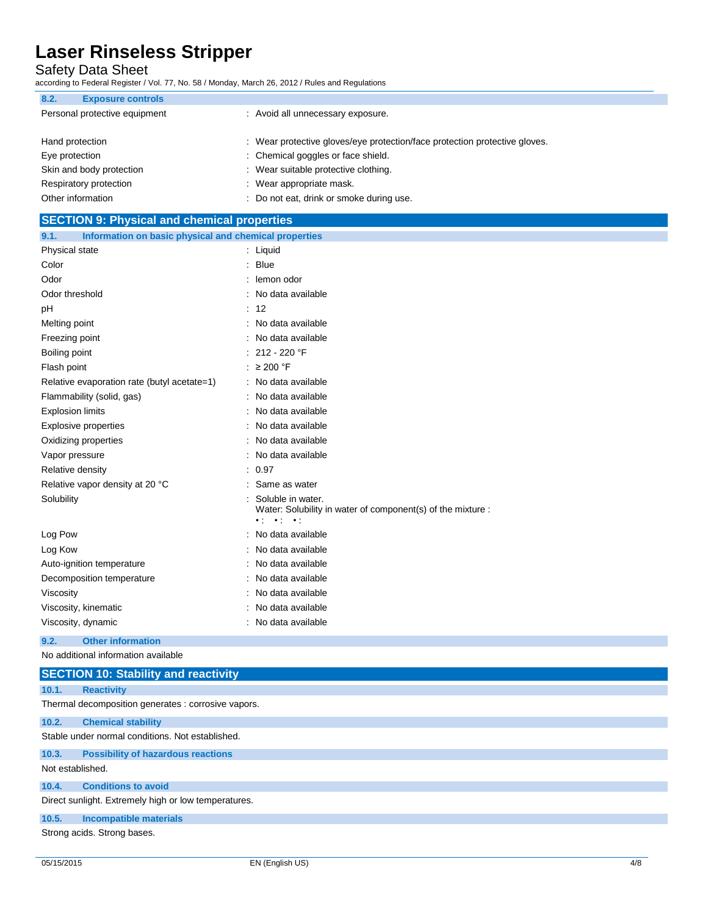### 8.2. Exposure controls

| | |
|---|---|
| Personal protective equipment | : Avoid all unnecessary exposure. |
| Hand protection | : Wear protective gloves/eye protection/face protection protective gloves. |
| Eye protection | : Chemical goggles or face shield. |
| Skin and body protection | : Wear suitable protective clothing. |
| Respiratory protection | : Wear appropriate mask. |
| Other information | : Do not eat, drink or smoke during use. |

## SECTION 9: Physical and chemical properties

### 9.1. Information on basic physical and chemical properties

| | |
|---|---|
| Physical state | : Liquid |
| Color | : Blue |
| Odor | : lemon odor |
| Odor threshold | : No data available |
| pH | : 12 |
| Melting point | : No data available |
| Freezing point | : No data available |
| Boiling point | : 212 - 220 °F |
| Flash point | : ≥ 200 °F |
| Relative evaporation rate (butyl acetate=1) | : No data available |
| Flammability (solid, gas) | : No data available |
| Explosion limits | : No data available |
| Explosive properties | : No data available |
| Oxidizing properties | : No data available |
| Vapor pressure | : No data available |
| Relative density | : 0.97 |
| Relative vapor density at 20 °C | : Same as water |
| Solubility | : Soluble in water. Water: Solubility in water of component(s) of the mixture : •: •: •: |
| Log Pow | : No data available |
| Log Kow | : No data available |
| Auto-ignition temperature | : No data available |
| Decomposition temperature | : No data available |
| Viscosity | : No data available |
| Viscosity, kinematic | : No data available |
| Viscosity, dynamic | : No data available |

### 9.2. Other information

No additional information available

## SECTION 10: Stability and reactivity

### 10.1. Reactivity

Thermal decomposition generates : corrosive vapors.

### 10.2. Chemical stability

Stable under normal conditions. Not established.

### 10.3. Possibility of hazardous reactions

Not established.

### 10.4. Conditions to avoid

Direct sunlight. Extremely high or low temperatures.

### 10.5. Incompatible materials

Strong acids. Strong bases.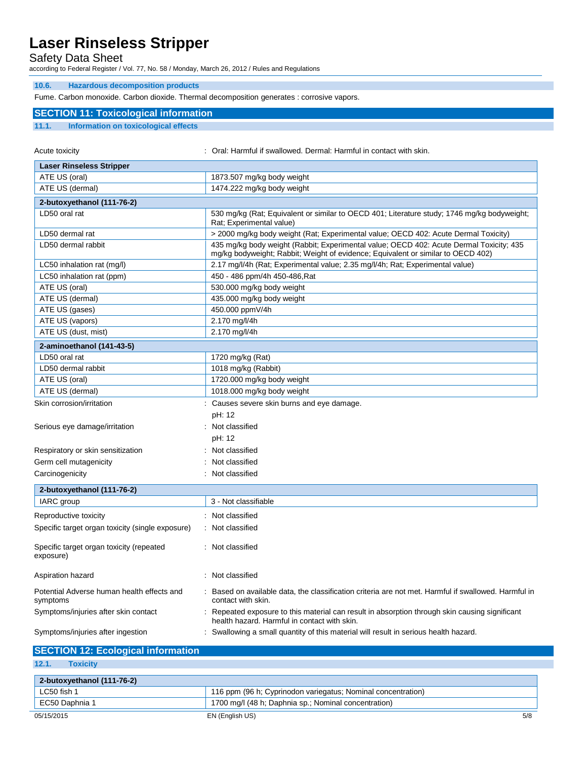### 10.6. Hazardous decomposition products

Fume. Carbon monoxide. Carbon dioxide. Thermal decomposition generates : corrosive vapors.

## SECTION 11: Toxicological information

### 11.1. Information on toxicological effects

Acute toxicity : Oral: Harmful if swallowed. Dermal: Harmful in contact with skin.

| Laser Rinseless Stripper | |
|---|---|
| ATE US (oral) | 1873.507 mg/kg body weight |
| ATE US (dermal) | 1474.222 mg/kg body weight |

| 2-butoxyethanol (111-76-2) | |
|---|---|
| LD50 oral rat | 530 mg/kg (Rat; Equivalent or similar to OECD 401; Literature study; 1746 mg/kg bodyweight; Rat; Experimental value) |
| LD50 dermal rat | > 2000 mg/kg body weight (Rat; Experimental value; OECD 402: Acute Dermal Toxicity) |
| LD50 dermal rabbit | 435 mg/kg body weight (Rabbit; Experimental value; OECD 402: Acute Dermal Toxicity; 435 mg/kg bodyweight; Rabbit; Weight of evidence; Equivalent or similar to OECD 402) |
| LC50 inhalation rat (mg/l) | 2.17 mg/l/4h (Rat; Experimental value; 2.35 mg/l/4h; Rat; Experimental value) |
| LC50 inhalation rat (ppm) | 450 - 486 ppm/4h 450-486,Rat |
| ATE US (oral) | 530.000 mg/kg body weight |
| ATE US (dermal) | 435.000 mg/kg body weight |
| ATE US (gases) | 450.000 ppmV/4h |
| ATE US (vapors) | 2.170 mg/l/4h |
| ATE US (dust, mist) | 2.170 mg/l/4h |

| 2-aminoethanol (141-43-5) | |
|---|---|
| LD50 oral rat | 1720 mg/kg (Rat) |
| LD50 dermal rabbit | 1018 mg/kg (Rabbit) |
| ATE US (oral) | 1720.000 mg/kg body weight |
| ATE US (dermal) | 1018.000 mg/kg body weight |

Skin corrosion/irritation : Causes severe skin burns and eye damage.
pH: 12

Serious eye damage/irritation : Not classified
pH: 12

Respiratory or skin sensitization : Not classified

Germ cell mutagenicity : Not classified

Carcinogenicity : Not classified

| 2-butoxyethanol (111-76-2) | |
|---|---|
| IARC group | 3 - Not classifiable |

Reproductive toxicity : Not classified

Specific target organ toxicity (single exposure) : Not classified

Specific target organ toxicity (repeated exposure) : Not classified

Aspiration hazard : Not classified

Potential Adverse human health effects and symptoms : Based on available data, the classification criteria are not met. Harmful if swallowed. Harmful in contact with skin.

Symptoms/injuries after skin contact : Repeated exposure to this material can result in absorption through skin causing significant health hazard. Harmful in contact with skin.

Symptoms/injuries after ingestion : Swallowing a small quantity of this material will result in serious health hazard.

## SECTION 12: Ecological information

### 12.1. Toxicity

| 2-butoxyethanol (111-76-2) | |
|---|---|
| LC50 fish 1 | 116 ppm (96 h; Cyprinodon variegatus; Nominal concentration) |
| EC50 Daphnia 1 | 1700 mg/l (48 h; Daphnia sp.; Nominal concentration) |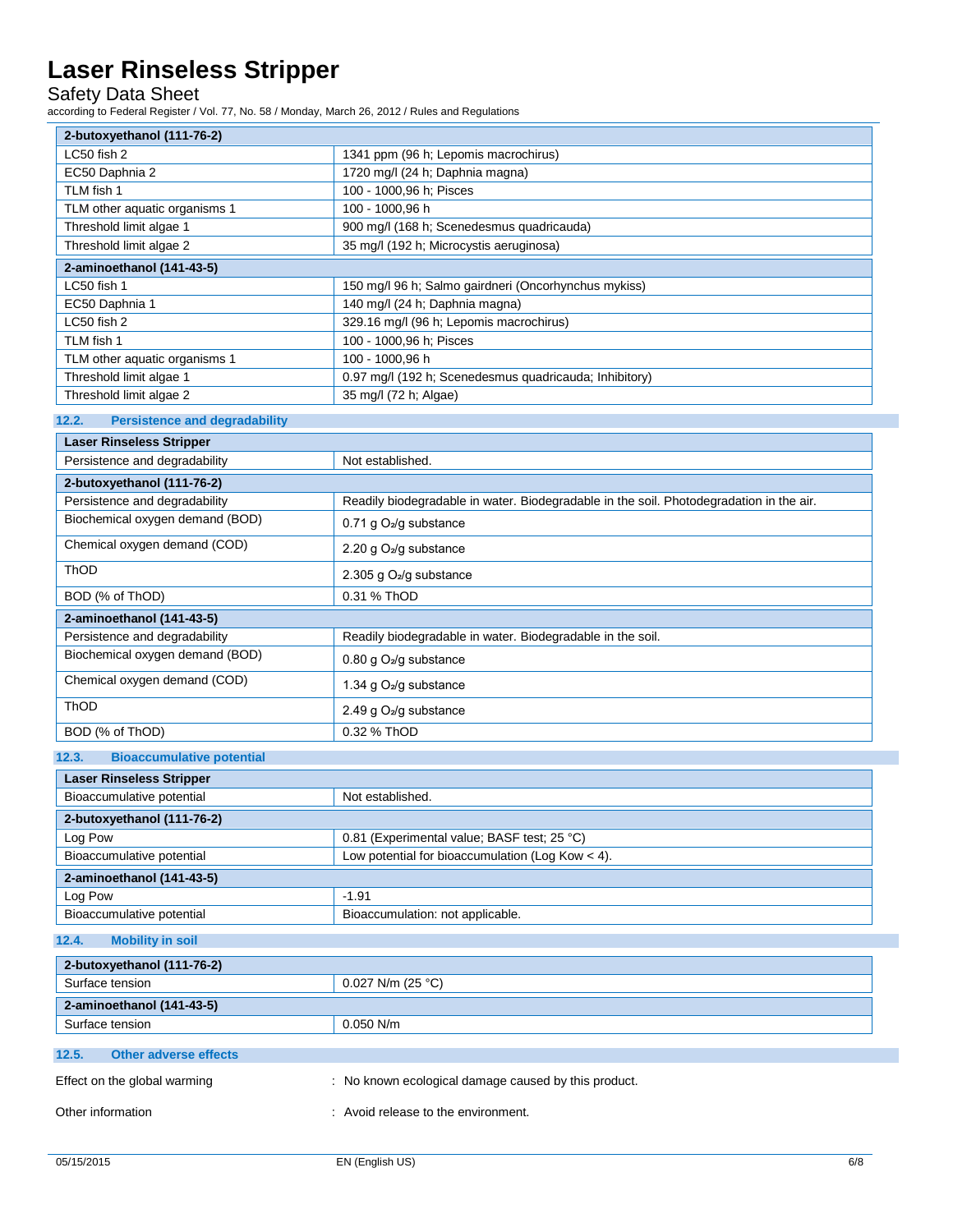| 2-butoxyethanol (111-76-2) | |
|---|---|
| LC50 fish 2 | 1341 ppm (96 h; Lepomis macrochirus) |
| EC50 Daphnia 2 | 1720 mg/l (24 h; Daphnia magna) |
| TLM fish 1 | 100 - 1000,96 h; Pisces |
| TLM other aquatic organisms 1 | 100 - 1000,96 h |
| Threshold limit algae 1 | 900 mg/l (168 h; Scenedesmus quadricauda) |
| Threshold limit algae 2 | 35 mg/l (192 h; Microcystis aeruginosa) |

| 2-aminoethanol (141-43-5) | |
|---|---|
| LC50 fish 1 | 150 mg/l 96 h; Salmo gairdneri (Oncorhynchus mykiss) |
| EC50 Daphnia 1 | 140 mg/l (24 h; Daphnia magna) |
| LC50 fish 2 | 329.16 mg/l (96 h; Lepomis macrochirus) |
| TLM fish 1 | 100 - 1000,96 h; Pisces |
| TLM other aquatic organisms 1 | 100 - 1000,96 h |
| Threshold limit algae 1 | 0.97 mg/l (192 h; Scenedesmus quadricauda; Inhibitory) |
| Threshold limit algae 2 | 35 mg/l (72 h; Algae) |

## 12.2. Persistence and degradability

| Laser Rinseless Stripper | |
|---|---|
| Persistence and degradability | Not established. |

| 2-butoxyethanol (111-76-2) | |
|---|---|
| Persistence and degradability | Readily biodegradable in water. Biodegradable in the soil. Photodegradation in the air. |
| Biochemical oxygen demand (BOD) | 0.71 g $O_2$/g substance |
| Chemical oxygen demand (COD) | 2.20 g $O_2$/g substance |
| ThOD | 2.305 g $O_2$/g substance |
| BOD (% of ThOD) | 0.31 % ThOD |

| 2-aminoethanol (141-43-5) | |
|---|---|
| Persistence and degradability | Readily biodegradable in water. Biodegradable in the soil. |
| Biochemical oxygen demand (BOD) | 0.80 g $O_2$/g substance |
| Chemical oxygen demand (COD) | 1.34 g $O_2$/g substance |
| ThOD | 2.49 g $O_2$/g substance |
| BOD (% of ThOD) | 0.32 % ThOD |

## 12.3. Bioaccumulative potential

| Laser Rinseless Stripper | |
|---|---|
| Bioaccumulative potential | Not established. |

| 2-butoxyethanol (111-76-2) | |
|---|---|
| Log Pow | 0.81 (Experimental value; BASF test; 25 °C) |
| Bioaccumulative potential | Low potential for bioaccumulation (Log Kow < 4). |

| 2-aminoethanol (141-43-5) | |
|---|---|
| Log Pow | -1.91 |
| Bioaccumulative potential | Bioaccumulation: not applicable. |

## 12.4. Mobility in soil

| 2-butoxyethanol (111-76-2) | |
|---|---|
| Surface tension | 0.027 N/m (25 °C) |

| 2-aminoethanol (141-43-5) | |
|---|---|
| Surface tension | 0.050 N/m |

## 12.5. Other adverse effects

Effect on the global warming : No known ecological damage caused by this product.

Other information : Avoid release to the environment.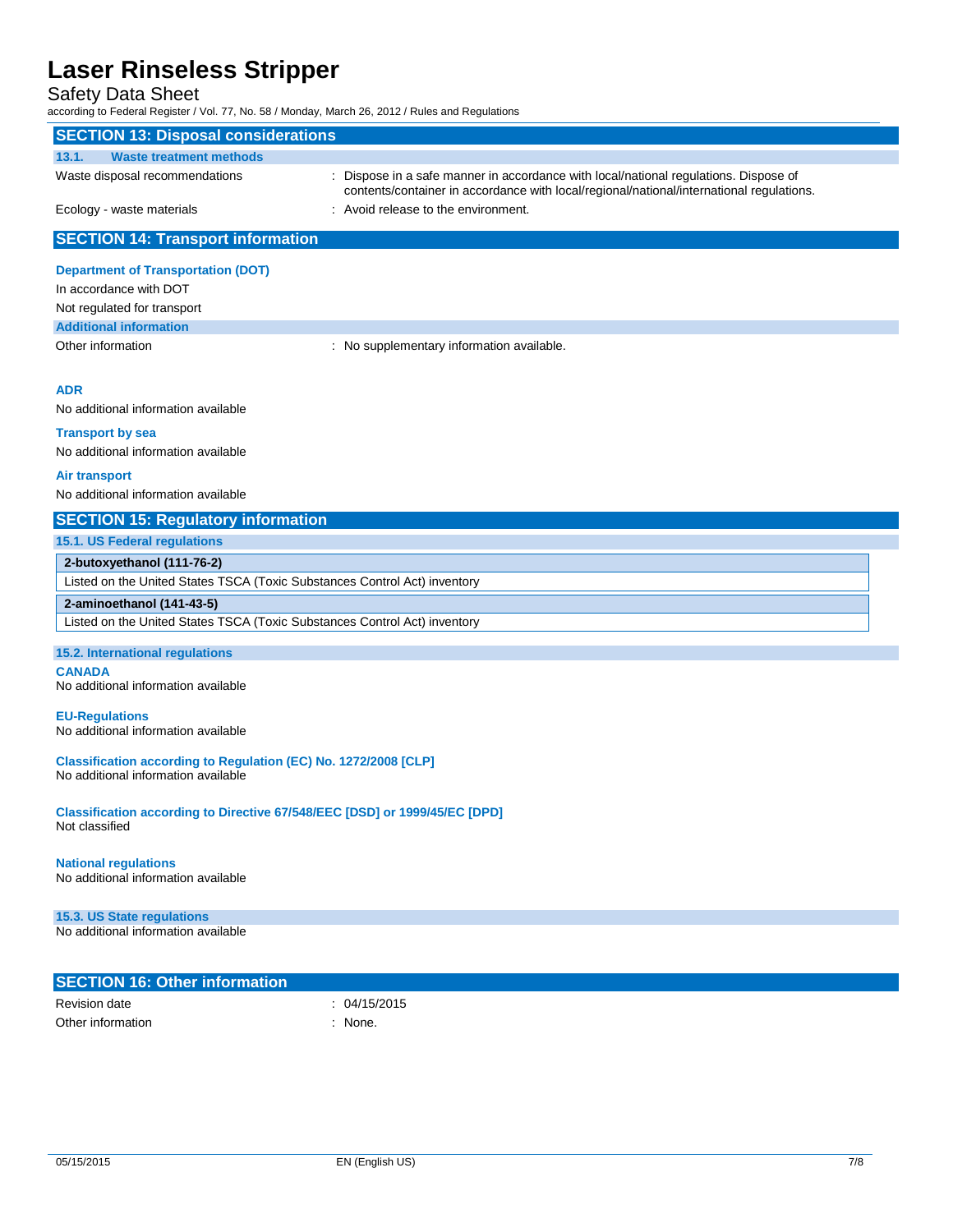## SECTION 13: Disposal considerations

### 13.1. Waste treatment methods

| | |
|---|---|
| Waste disposal recommendations | : Dispose in a safe manner in accordance with local/national regulations. Dispose of contents/container in accordance with local/regional/national/international regulations. |
| Ecology - waste materials | : Avoid release to the environment. |

## SECTION 14: Transport information

**Department of Transportation (DOT)**

In accordance with DOT

Not regulated for transport

**Additional information**

Other information : No supplementary information available.

**ADR**

No additional information available

**Transport by sea**

No additional information available

**Air transport**

No additional information available

## SECTION 15: Regulatory information

### 15.1. US Federal regulations

| 2-butoxyethanol (111-76-2) |
|---|
| Listed on the United States TSCA (Toxic Substances Control Act) inventory |

| 2-aminoethanol (141-43-5) |
|---|
| Listed on the United States TSCA (Toxic Substances Control Act) inventory |

### 15.2. International regulations

**CANADA**

No additional information available

**EU-Regulations**

No additional information available

**Classification according to Regulation (EC) No. 1272/2008 [CLP]**

No additional information available

**Classification according to Directive 67/548/EEC [DSD] or 1999/45/EC [DPD]**

Not classified

**National regulations**

No additional information available

### 15.3. US State regulations

No additional information available

## SECTION 16: Other information

| | |
|---|---|
| Revision date | : 04/15/2015 |
| Other information | : None. |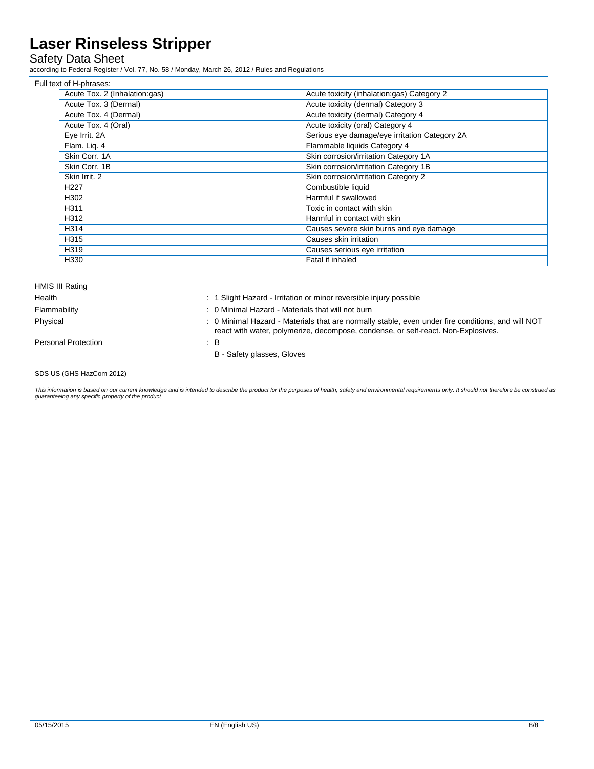Full text of H-phrases:

| | |
|---|---|
| Acute Tox. 2 (Inhalation:gas) | Acute toxicity (inhalation:gas) Category 2 |
| Acute Tox. 3 (Dermal) | Acute toxicity (dermal) Category 3 |
| Acute Tox. 4 (Dermal) | Acute toxicity (dermal) Category 4 |
| Acute Tox. 4 (Oral) | Acute toxicity (oral) Category 4 |
| Eye Irrit. 2A | Serious eye damage/eye irritation Category 2A |
| Flam. Liq. 4 | Flammable liquids Category 4 |
| Skin Corr. 1A | Skin corrosion/irritation Category 1A |
| Skin Corr. 1B | Skin corrosion/irritation Category 1B |
| Skin Irrit. 2 | Skin corrosion/irritation Category 2 |
| H227 | Combustible liquid |
| H302 | Harmful if swallowed |
| H311 | Toxic in contact with skin |
| H312 | Harmful in contact with skin |
| H314 | Causes severe skin burns and eye damage |
| H315 | Causes skin irritation |
| H319 | Causes serious eye irritation |
| H330 | Fatal if inhaled |

HMIS III Rating

Health : 1 Slight Hazard - Irritation or minor reversible injury possible

Flammability : 0 Minimal Hazard - Materials that will not burn

Physical : 0 Minimal Hazard - Materials that are normally stable, even under fire conditions, and will NOT react with water, polymerize, decompose, condense, or self-react. Non-Explosives.

Personal Protection : B

B - Safety glasses, Gloves

SDS US (GHS HazCom 2012)

*This information is based on our current knowledge and is intended to describe the product for the purposes of health, safety and environmental requirements only. It should not therefore be construed as guaranteeing any specific property of the product*